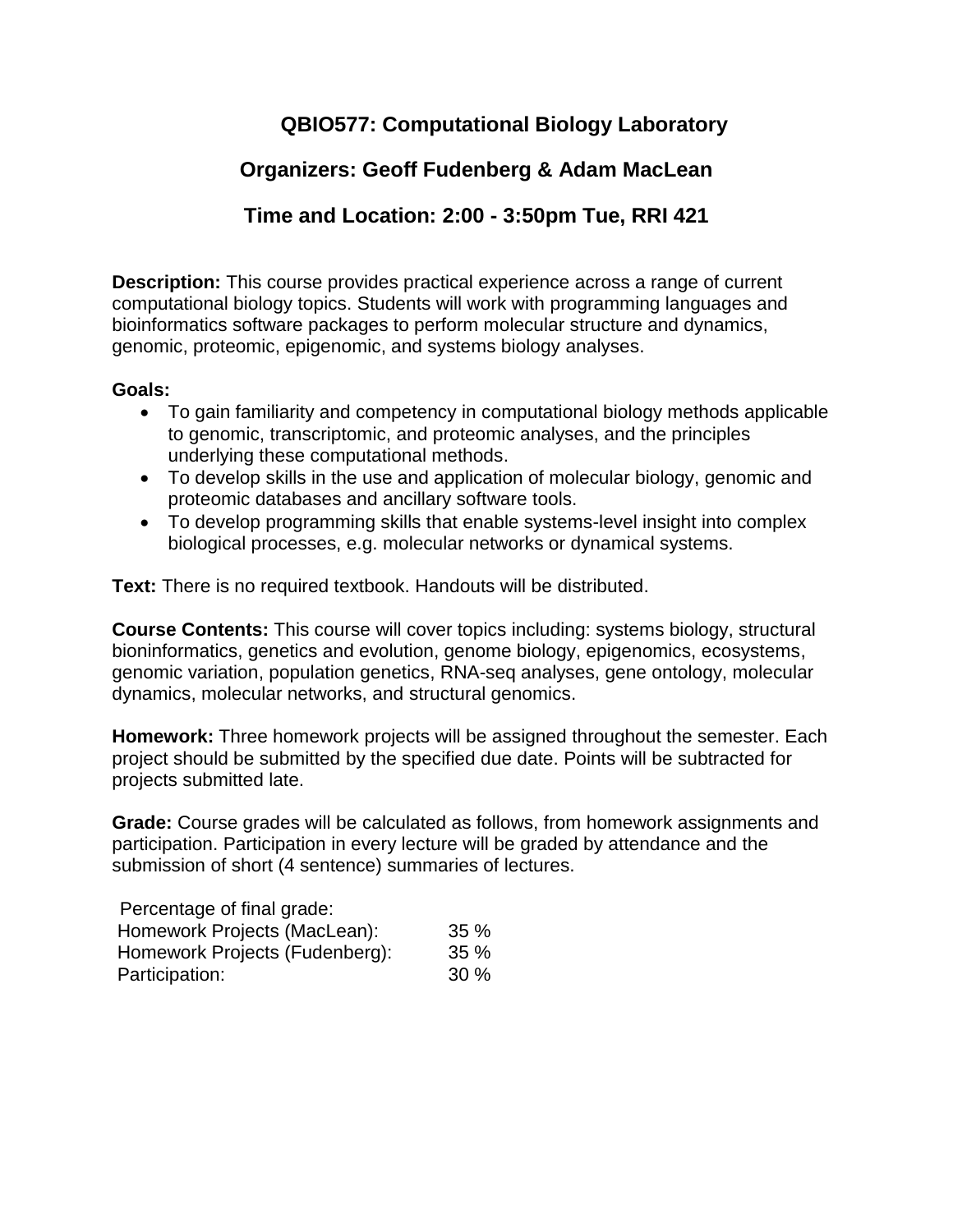# QBIO577: Computational Biology Laboratory

## Organizers: Geoff Fudenberg & Adam MacLean

## Time and Location: 2:00 - 3:50pm Tue, RRI 421

**Description:** This course provides practical experience across a range of current computational biology topics. Students will work with programming languages and bioinformatics software packages to perform molecular structure and dynamics, genomic, proteomic, epigenomic, and systems biology analyses.

**Goals:**

- To gain familiarity and competency in computational biology methods applicable to genomic, transcriptomic, and proteomic analyses, and the principles underlying these computational methods.
- To develop skills in the use and application of molecular biology, genomic and proteomic databases and ancillary software tools.
- To develop programming skills that enable systems-level insight into complex biological processes, e.g. molecular networks or dynamical systems.

**Text:** There is no required textbook. Handouts will be distributed.

**Course Contents:** This course will cover topics including: systems biology, structural bioninformatics, genetics and evolution, genome biology, epigenomics, ecosystems, genomic variation, population genetics, RNA-seq analyses, gene ontology, molecular dynamics, molecular networks, and structural genomics.

**Homework:** Three homework projects will be assigned throughout the semester. Each project should be submitted by the specified due date. Points will be subtracted for projects submitted late.

**Grade:** Course grades will be calculated as follows, from homework assignments and participation. Participation in every lecture will be graded by attendance and the submission of short (4 sentence) summaries of lectures.

| Percentage of final grade: | |
|---|---|
| Homework Projects (MacLean): | 35 % |
| Homework Projects (Fudenberg): | 35 % |
| Participation: | 30 % |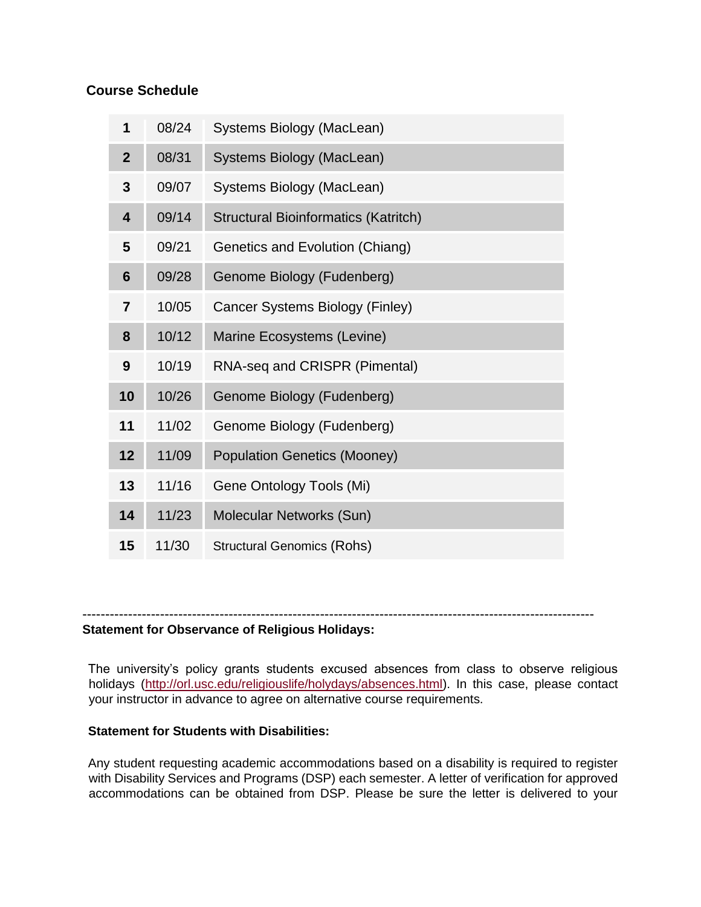## Course Schedule

| | | |
|---|---|---|
| **1** | 08/24 | Systems Biology (MacLean) |
| **2** | 08/31 | Systems Biology (MacLean) |
| **3** | 09/07 | Systems Biology (MacLean) |
| **4** | 09/14 | Structural Bioinformatics (Katritch) |
| **5** | 09/21 | Genetics and Evolution (Chiang) |
| **6** | 09/28 | Genome Biology (Fudenberg) |
| **7** | 10/05 | Cancer Systems Biology (Finley) |
| **8** | 10/12 | Marine Ecosystems (Levine) |
| **9** | 10/19 | RNA-seq and CRISPR (Pimental) |
| **10** | 10/26 | Genome Biology (Fudenberg) |
| **11** | 11/02 | Genome Biology (Fudenberg) |
| **12** | 11/09 | Population Genetics (Mooney) |
| **13** | 11/16 | Gene Ontology Tools (Mi) |
| **14** | 11/23 | Molecular Networks (Sun) |
| **15** | 11/30 | Structural Genomics (Rohs) |

---

**Statement for Observance of Religious Holidays:**

The university's policy grants students excused absences from class to observe religious holidays (http://orl.usc.edu/religiouslife/holydays/absences.html). In this case, please contact your instructor in advance to agree on alternative course requirements.

**Statement for Students with Disabilities:**

Any student requesting academic accommodations based on a disability is required to register with Disability Services and Programs (DSP) each semester. A letter of verification for approved accommodations can be obtained from DSP. Please be sure the letter is delivered to your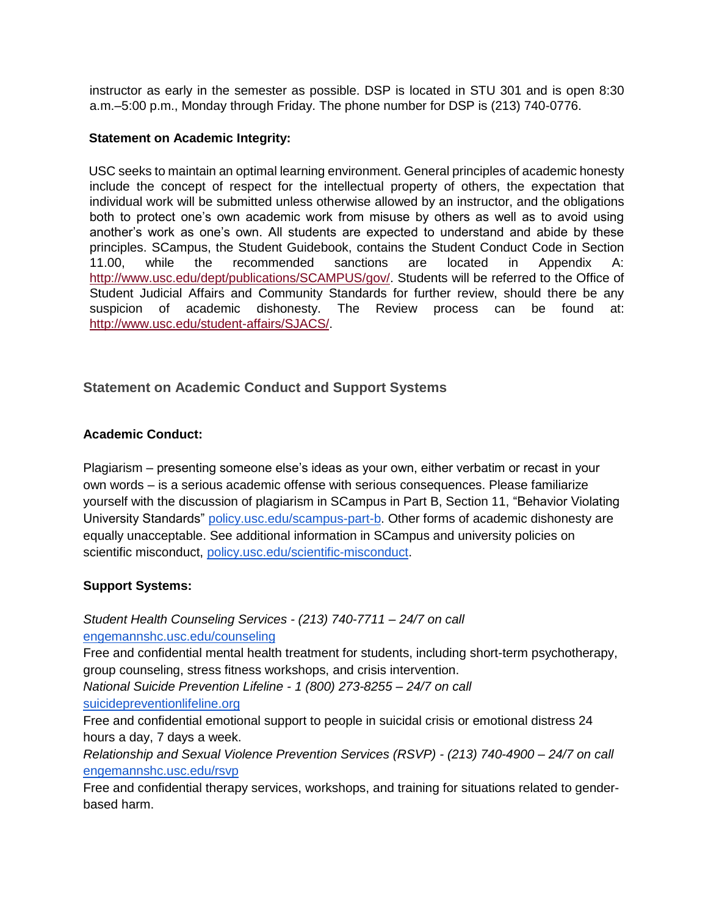instructor as early in the semester as possible. DSP is located in STU 301 and is open 8:30 a.m.–5:00 p.m., Monday through Friday. The phone number for DSP is (213) 740-0776.

**Statement on Academic Integrity:**

USC seeks to maintain an optimal learning environment. General principles of academic honesty include the concept of respect for the intellectual property of others, the expectation that individual work will be submitted unless otherwise allowed by an instructor, and the obligations both to protect one's own academic work from misuse by others as well as to avoid using another's work as one's own. All students are expected to understand and abide by these principles. SCampus, the Student Guidebook, contains the Student Conduct Code in Section 11.00, while the recommended sanctions are located in Appendix A: http://www.usc.edu/dept/publications/SCAMPUS/gov/. Students will be referred to the Office of Student Judicial Affairs and Community Standards for further review, should there be any suspicion of academic dishonesty. The Review process can be found at: http://www.usc.edu/student-affairs/SJACS/.

## Statement on Academic Conduct and Support Systems

**Academic Conduct:**

Plagiarism – presenting someone else's ideas as your own, either verbatim or recast in your own words – is a serious academic offense with serious consequences. Please familiarize yourself with the discussion of plagiarism in SCampus in Part B, Section 11, "Behavior Violating University Standards" policy.usc.edu/scampus-part-b. Other forms of academic dishonesty are equally unacceptable. See additional information in SCampus and university policies on scientific misconduct, policy.usc.edu/scientific-misconduct.

**Support Systems:**

*Student Health Counseling Services - (213) 740-7711 – 24/7 on call*
engemannshc.usc.edu/counseling
Free and confidential mental health treatment for students, including short-term psychotherapy, group counseling, stress fitness workshops, and crisis intervention.
*National Suicide Prevention Lifeline - 1 (800) 273-8255 – 24/7 on call*
suicidepreventionlifeline.org
Free and confidential emotional support to people in suicidal crisis or emotional distress 24 hours a day, 7 days a week.
*Relationship and Sexual Violence Prevention Services (RSVP) - (213) 740-4900 – 24/7 on call*
engemannshc.usc.edu/rsvp
Free and confidential therapy services, workshops, and training for situations related to gender-based harm.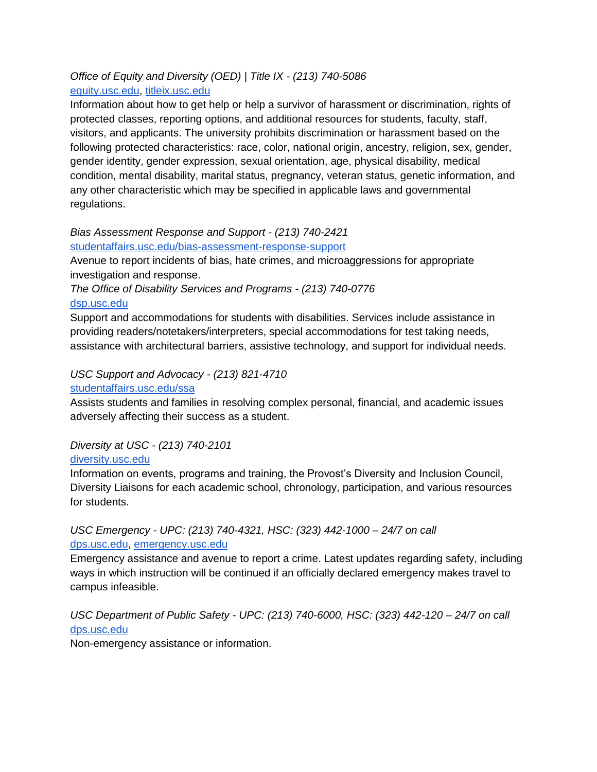*Office of Equity and Diversity (OED) | Title IX - (213) 740-5086*
equity.usc.edu, titleix.usc.edu
Information about how to get help or help a survivor of harassment or discrimination, rights of protected classes, reporting options, and additional resources for students, faculty, staff, visitors, and applicants. The university prohibits discrimination or harassment based on the following protected characteristics: race, color, national origin, ancestry, religion, sex, gender, gender identity, gender expression, sexual orientation, age, physical disability, medical condition, mental disability, marital status, pregnancy, veteran status, genetic information, and any other characteristic which may be specified in applicable laws and governmental regulations.

*Bias Assessment Response and Support - (213) 740-2421*
studentaffairs.usc.edu/bias-assessment-response-support
Avenue to report incidents of bias, hate crimes, and microaggressions for appropriate investigation and response.

*The Office of Disability Services and Programs - (213) 740-0776*
dsp.usc.edu
Support and accommodations for students with disabilities. Services include assistance in providing readers/notetakers/interpreters, special accommodations for test taking needs, assistance with architectural barriers, assistive technology, and support for individual needs.

*USC Support and Advocacy - (213) 821-4710*
studentaffairs.usc.edu/ssa
Assists students and families in resolving complex personal, financial, and academic issues adversely affecting their success as a student.

*Diversity at USC - (213) 740-2101*
diversity.usc.edu
Information on events, programs and training, the Provost's Diversity and Inclusion Council, Diversity Liaisons for each academic school, chronology, participation, and various resources for students.

*USC Emergency - UPC: (213) 740-4321, HSC: (323) 442-1000 – 24/7 on call*
dps.usc.edu, emergency.usc.edu
Emergency assistance and avenue to report a crime. Latest updates regarding safety, including ways in which instruction will be continued if an officially declared emergency makes travel to campus infeasible.

*USC Department of Public Safety - UPC: (213) 740-6000, HSC: (323) 442-120 – 24/7 on call*
dps.usc.edu
Non-emergency assistance or information.